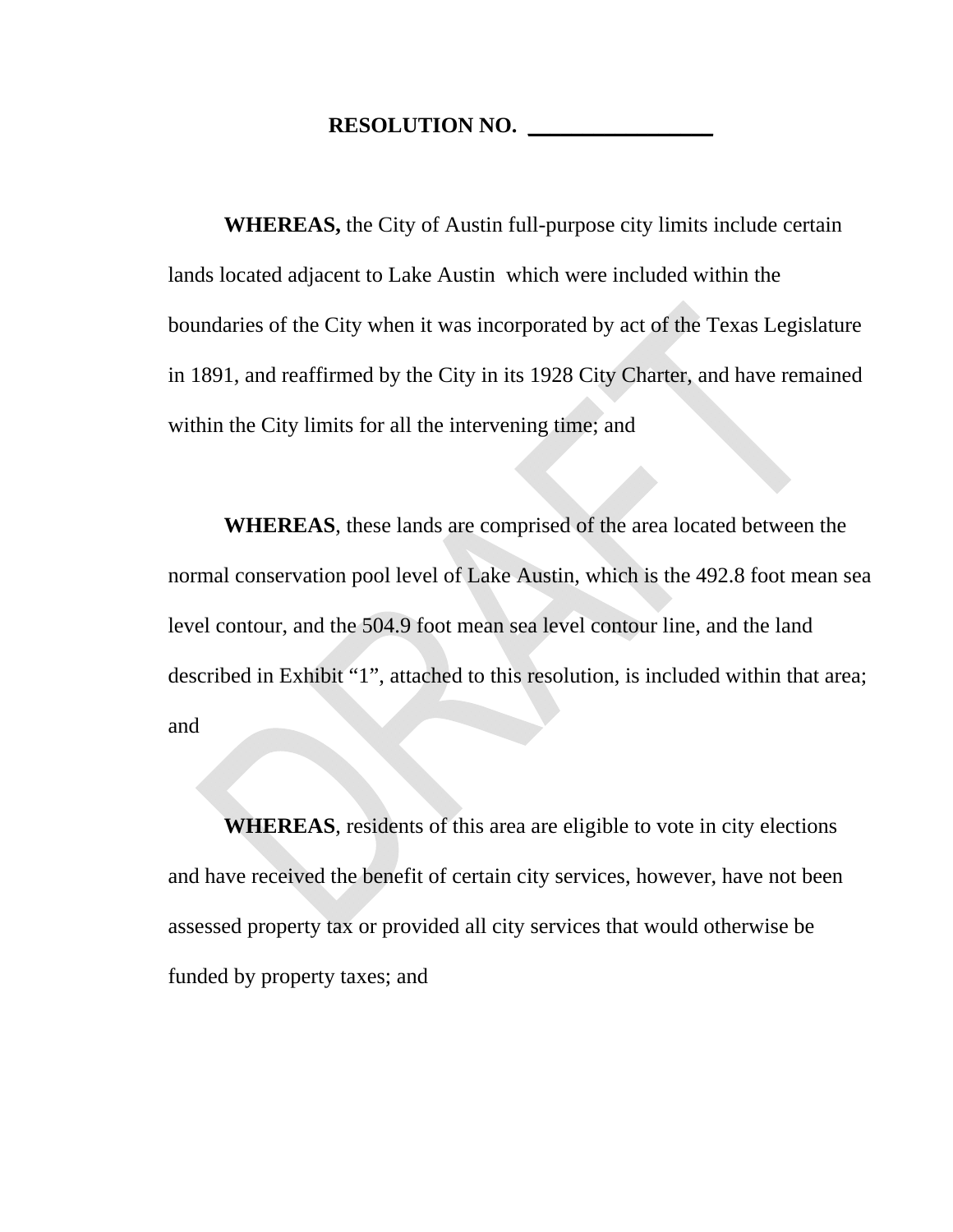**RESOLUTION NO. ________________**

**WHEREAS,** the City of Austin full-purpose city limits include certain lands located adjacent to Lake Austin which were included within the boundaries of the City when it was incorporated by act of the Texas Legislature in 1891, and reaffirmed by the City in its 1928 City Charter, and have remained within the City limits for all the intervening time; and

**WHEREAS**, these lands are comprised of the area located between the normal conservation pool level of Lake Austin, which is the 492.8 foot mean sea level contour, and the 504.9 foot mean sea level contour line, and the land described in Exhibit "1", attached to this resolution, is included within that area; and

**WHEREAS**, residents of this area are eligible to vote in city elections and have received the benefit of certain city services, however, have not been assessed property tax or provided all city services that would otherwise be funded by property taxes; and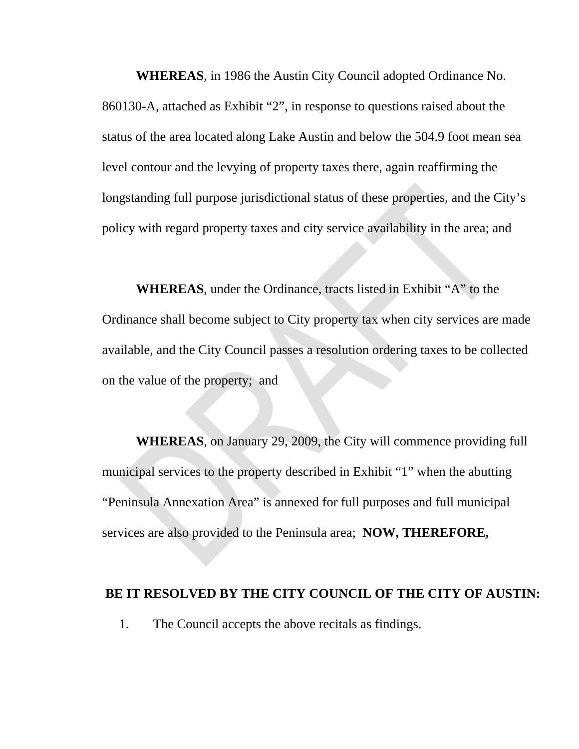**WHEREAS**, in 1986 the Austin City Council adopted Ordinance No. 860130-A, attached as Exhibit "2", in response to questions raised about the status of the area located along Lake Austin and below the 504.9 foot mean sea level contour and the levying of property taxes there, again reaffirming the longstanding full purpose jurisdictional status of these properties, and the City's policy with regard property taxes and city service availability in the area; and

**WHEREAS**, under the Ordinance, tracts listed in Exhibit "A" to the Ordinance shall become subject to City property tax when city services are made available, and the City Council passes a resolution ordering taxes to be collected on the value of the property; and

**WHEREAS**, on January 29, 2009, the City will commence providing full municipal services to the property described in Exhibit "1" when the abutting "Peninsula Annexation Area" is annexed for full purposes and full municipal services are also provided to the Peninsula area; **NOW, THEREFORE,**

**BE IT RESOLVED BY THE CITY COUNCIL OF THE CITY OF AUSTIN:**

1. The Council accepts the above recitals as findings.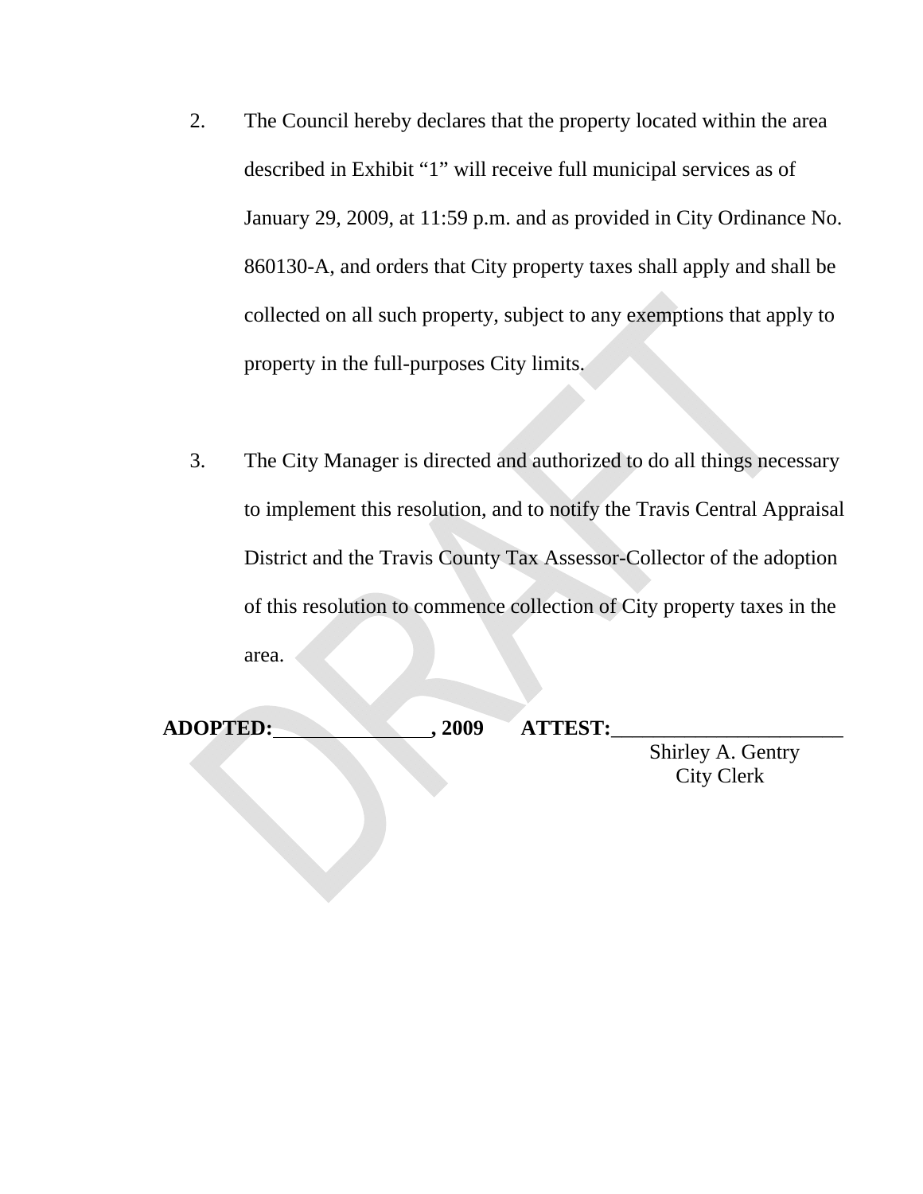2. The Council hereby declares that the property located within the area described in Exhibit "1" will receive full municipal services as of January 29, 2009, at 11:59 p.m. and as provided in City Ordinance No. 860130-A, and orders that City property taxes shall apply and shall be collected on all such property, subject to any exemptions that apply to property in the full-purposes City limits.

3. The City Manager is directed and authorized to do all things necessary to implement this resolution, and to notify the Travis Central Appraisal District and the Travis County Tax Assessor-Collector of the adoption of this resolution to commence collection of City property taxes in the area.

**ADOPTED:**_______________**, 2009** **ATTEST:**______________________

Shirley A. Gentry
City Clerk

DRAFT